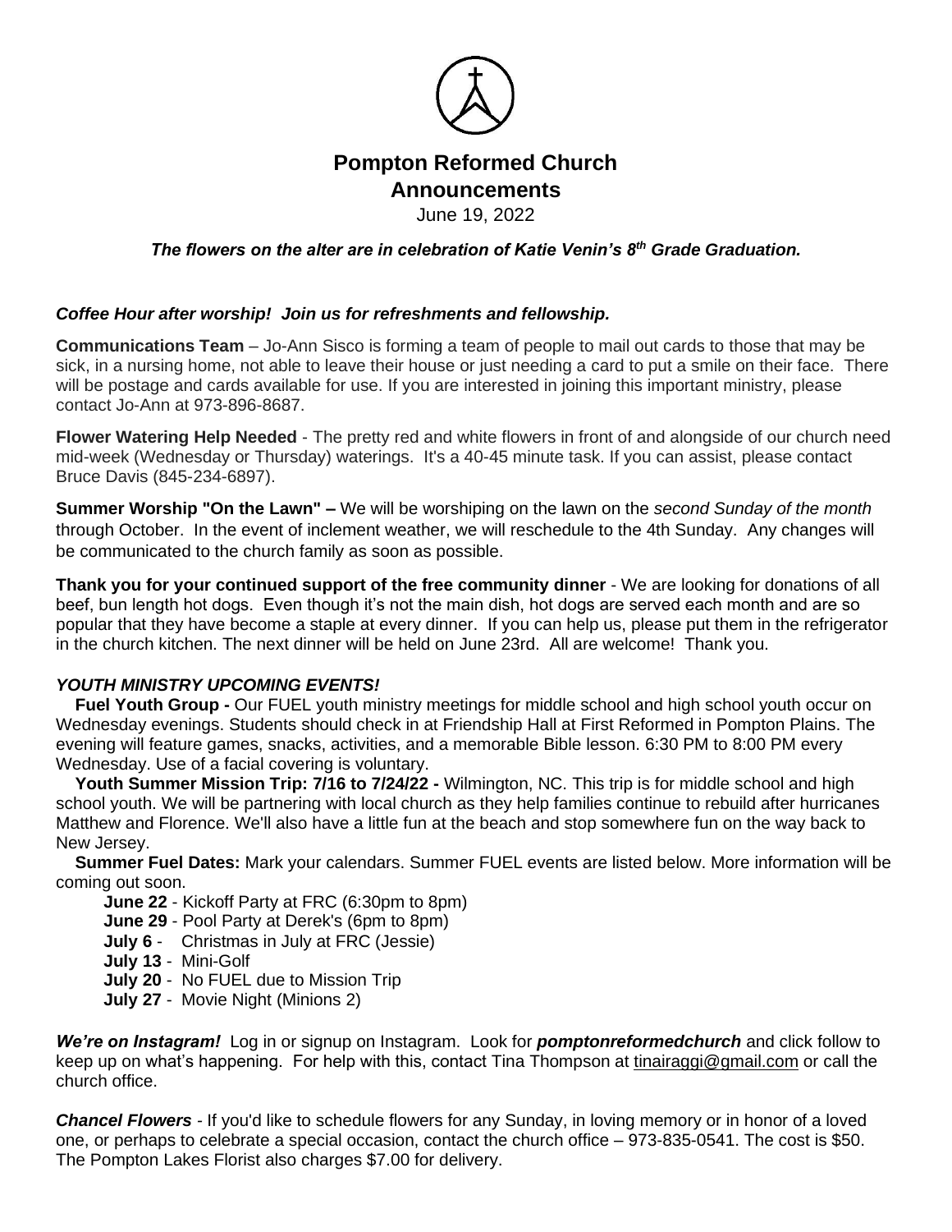# Pompton Reformed Church
## Announcements

June 19, 2022

***The flowers on the alter are in celebration of Katie Venin's 8th Grade Graduation.***

***Coffee Hour after worship! Join us for refreshments and fellowship.***

**Communications Team** – Jo-Ann Sisco is forming a team of people to mail out cards to those that may be sick, in a nursing home, not able to leave their house or just needing a card to put a smile on their face. There will be postage and cards available for use. If you are interested in joining this important ministry, please contact Jo-Ann at 973-896-8687.

**Flower Watering Help Needed** - The pretty red and white flowers in front of and alongside of our church need mid-week (Wednesday or Thursday) waterings. It's a 40-45 minute task. If you can assist, please contact Bruce Davis (845-234-6897).

**Summer Worship "On the Lawn" –** We will be worshiping on the lawn on the *second Sunday of the month* through October. In the event of inclement weather, we will reschedule to the 4th Sunday. Any changes will be communicated to the church family as soon as possible.

**Thank you for your continued support of the free community dinner** - We are looking for donations of all beef, bun length hot dogs. Even though it's not the main dish, hot dogs are served each month and are so popular that they have become a staple at every dinner. If you can help us, please put them in the refrigerator in the church kitchen. The next dinner will be held on June 23rd. All are welcome! Thank you.

***YOUTH MINISTRY UPCOMING EVENTS!***

**Fuel Youth Group -** Our FUEL youth ministry meetings for middle school and high school youth occur on Wednesday evenings. Students should check in at Friendship Hall at First Reformed in Pompton Plains. The evening will feature games, snacks, activities, and a memorable Bible lesson. 6:30 PM to 8:00 PM every Wednesday. Use of a facial covering is voluntary.

**Youth Summer Mission Trip: 7/16 to 7/24/22 -** Wilmington, NC. This trip is for middle school and high school youth. We will be partnering with local church as they help families continue to rebuild after hurricanes Matthew and Florence. We'll also have a little fun at the beach and stop somewhere fun on the way back to New Jersey.

**Summer Fuel Dates:** Mark your calendars. Summer FUEL events are listed below. More information will be coming out soon.

- **June 22** - Kickoff Party at FRC (6:30pm to 8pm)
- **June 29** - Pool Party at Derek's (6pm to 8pm)
- **July 6** - Christmas in July at FRC (Jessie)
- **July 13** - Mini-Golf
- **July 20** - No FUEL due to Mission Trip
- **July 27** - Movie Night (Minions 2)

***We're on Instagram!*** Log in or signup on Instagram. Look for ***pomptonreformedchurch*** and click follow to keep up on what's happening. For help with this, contact Tina Thompson at tinairaggi@gmail.com or call the church office.

***Chancel Flowers*** - If you'd like to schedule flowers for any Sunday, in loving memory or in honor of a loved one, or perhaps to celebrate a special occasion, contact the church office – 973-835-0541. The cost is $50. The Pompton Lakes Florist also charges $7.00 for delivery.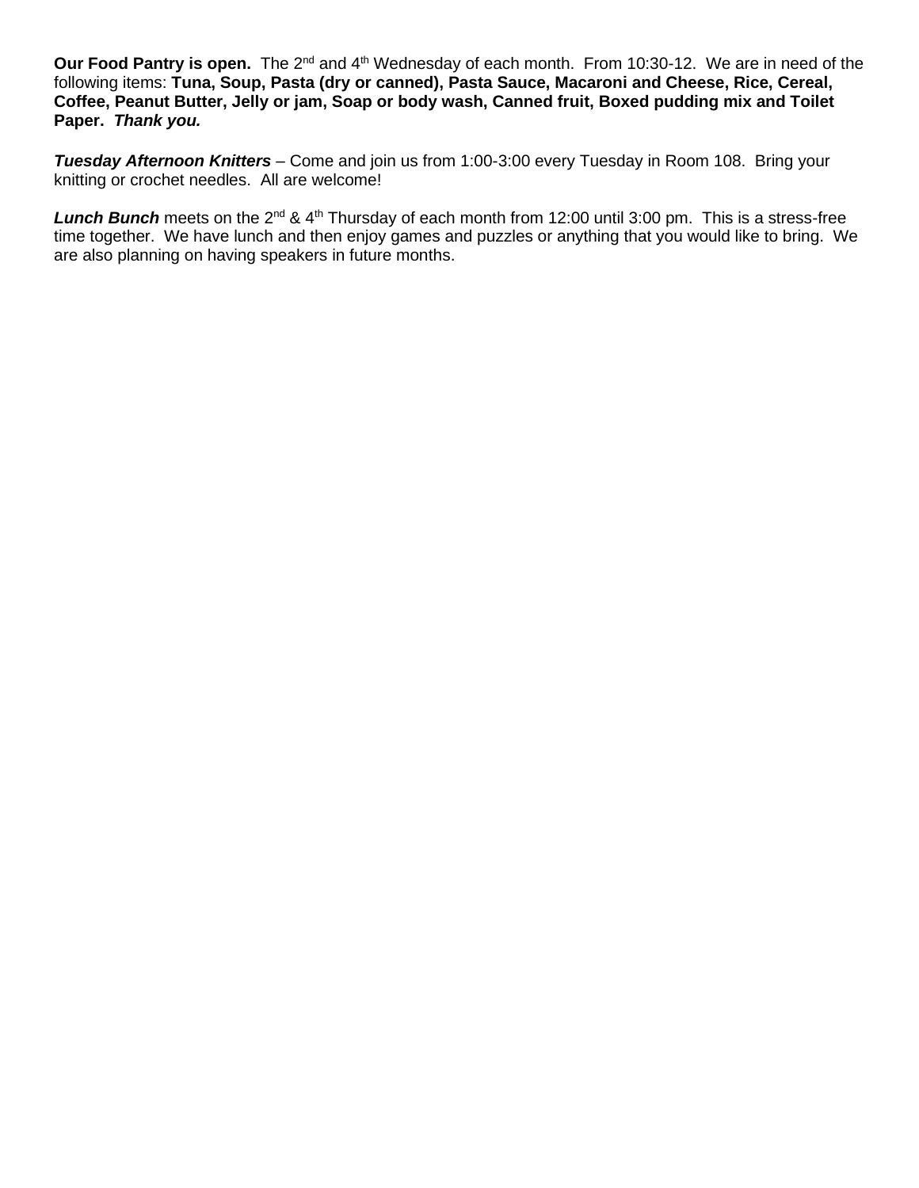**Our Food Pantry is open.** The 2nd and 4th Wednesday of each month. From 10:30-12. We are in need of the following items: **Tuna, Soup, Pasta (dry or canned), Pasta Sauce, Macaroni and Cheese, Rice, Cereal, Coffee, Peanut Butter, Jelly or jam, Soap or body wash, Canned fruit, Boxed pudding mix and Toilet Paper.** ***Thank you.***

***Tuesday Afternoon Knitters*** – Come and join us from 1:00-3:00 every Tuesday in Room 108. Bring your knitting or crochet needles. All are welcome!

***Lunch Bunch*** meets on the 2nd & 4th Thursday of each month from 12:00 until 3:00 pm. This is a stress-free time together. We have lunch and then enjoy games and puzzles or anything that you would like to bring. We are also planning on having speakers in future months.